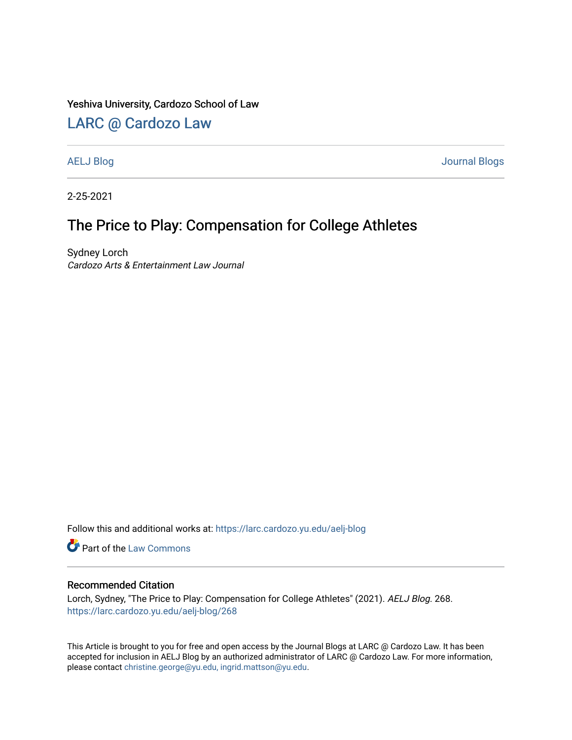Yeshiva University, Cardozo School of Law

## LARC @ Cardozo Law

AELJ Blog | Journal Blogs

2-25-2021

# The Price to Play: Compensation for College Athletes

Sydney Lorch
*Cardozo Arts & Entertainment Law Journal*

Follow this and additional works at: https://larc.cardozo.yu.edu/aelj-blog

Part of the Law Commons

### Recommended Citation

Lorch, Sydney, "The Price to Play: Compensation for College Athletes" (2021). *AELJ Blog*. 268.
https://larc.cardozo.yu.edu/aelj-blog/268

This Article is brought to you for free and open access by the Journal Blogs at LARC @ Cardozo Law. It has been accepted for inclusion in AELJ Blog by an authorized administrator of LARC @ Cardozo Law. For more information, please contact christine.george@yu.edu, ingrid.mattson@yu.edu.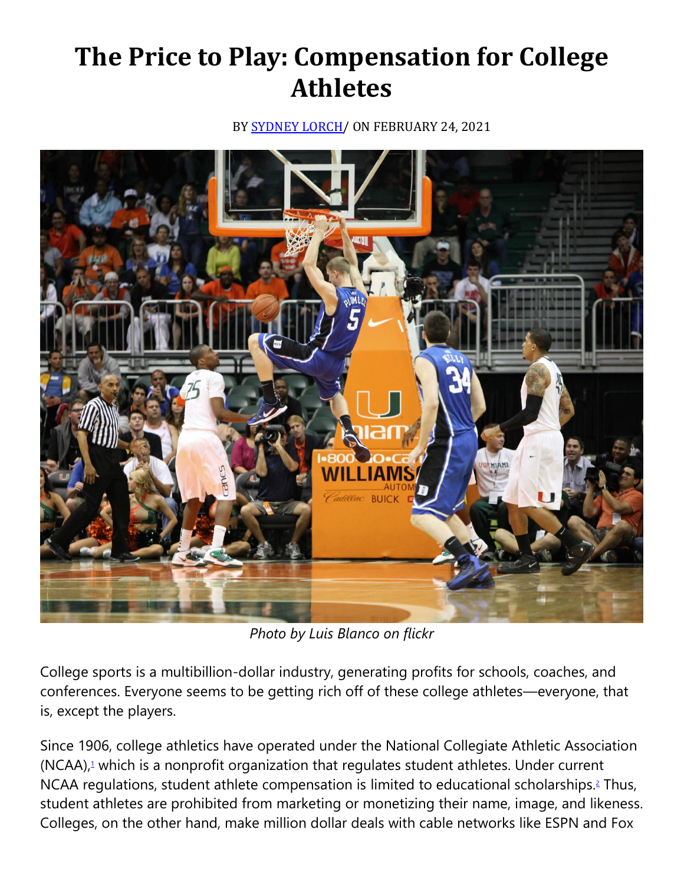# The Price to Play: Compensation for College Athletes

BY SYDNEY LORCH/ ON FEBRUARY 24, 2021

*Photo by Luis Blanco on flickr*

College sports is a multibillion-dollar industry, generating profits for schools, coaches, and conferences. Everyone seems to be getting rich off of these college athletes—everyone, that is, except the players.

Since 1906, college athletics have operated under the National Collegiate Athletic Association (NCAA),[1] which is a nonprofit organization that regulates student athletes. Under current NCAA regulations, student athlete compensation is limited to educational scholarships.[2] Thus, student athletes are prohibited from marketing or monetizing their name, image, and likeness. Colleges, on the other hand, make million dollar deals with cable networks like ESPN and Fox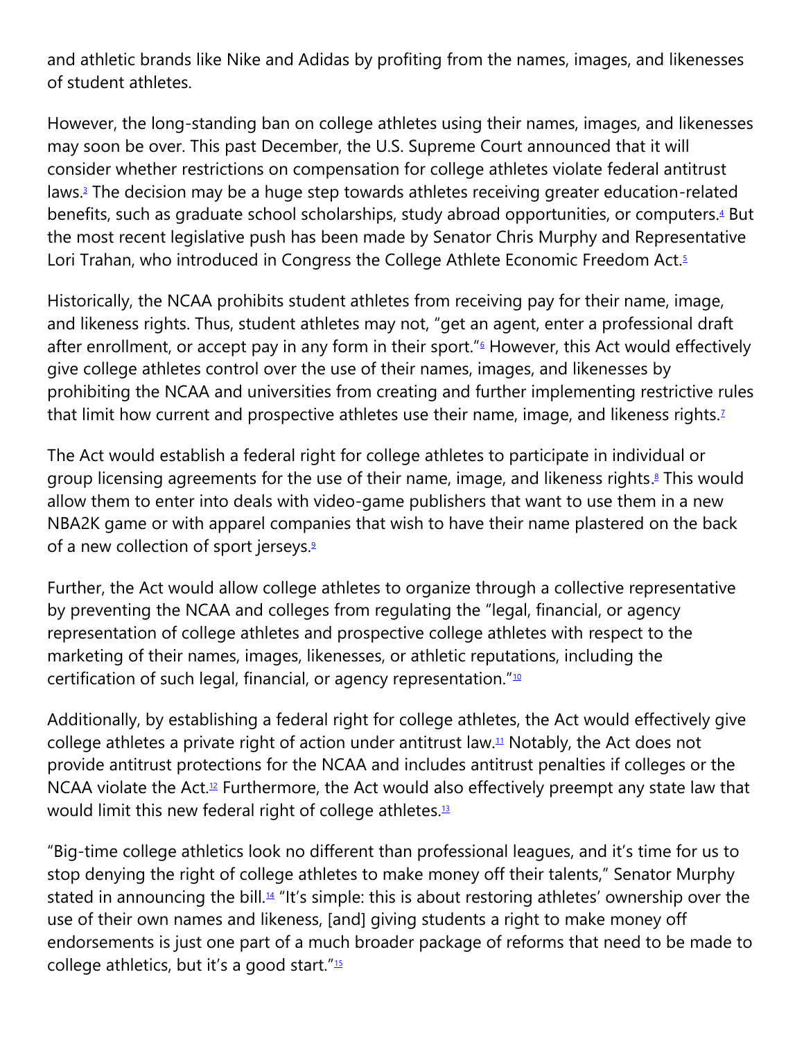and athletic brands like Nike and Adidas by profiting from the names, images, and likenesses of student athletes.

However, the long-standing ban on college athletes using their names, images, and likenesses may soon be over. This past December, the U.S. Supreme Court announced that it will consider whether restrictions on compensation for college athletes violate federal antitrust laws.[3] The decision may be a huge step towards athletes receiving greater education-related benefits, such as graduate school scholarships, study abroad opportunities, or computers.[4] But the most recent legislative push has been made by Senator Chris Murphy and Representative Lori Trahan, who introduced in Congress the College Athlete Economic Freedom Act.[5]

Historically, the NCAA prohibits student athletes from receiving pay for their name, image, and likeness rights. Thus, student athletes may not, "get an agent, enter a professional draft after enrollment, or accept pay in any form in their sport."[6] However, this Act would effectively give college athletes control over the use of their names, images, and likenesses by prohibiting the NCAA and universities from creating and further implementing restrictive rules that limit how current and prospective athletes use their name, image, and likeness rights.[7]

The Act would establish a federal right for college athletes to participate in individual or group licensing agreements for the use of their name, image, and likeness rights.[8] This would allow them to enter into deals with video-game publishers that want to use them in a new NBA2K game or with apparel companies that wish to have their name plastered on the back of a new collection of sport jerseys.[9]

Further, the Act would allow college athletes to organize through a collective representative by preventing the NCAA and colleges from regulating the "legal, financial, or agency representation of college athletes and prospective college athletes with respect to the marketing of their names, images, likenesses, or athletic reputations, including the certification of such legal, financial, or agency representation."[10]

Additionally, by establishing a federal right for college athletes, the Act would effectively give college athletes a private right of action under antitrust law.[11] Notably, the Act does not provide antitrust protections for the NCAA and includes antitrust penalties if colleges or the NCAA violate the Act.[12] Furthermore, the Act would also effectively preempt any state law that would limit this new federal right of college athletes.[13]

"Big-time college athletics look no different than professional leagues, and it's time for us to stop denying the right of college athletes to make money off their talents," Senator Murphy stated in announcing the bill.[14] "It's simple: this is about restoring athletes' ownership over the use of their own names and likeness, [and] giving students a right to make money off endorsements is just one part of a much broader package of reforms that need to be made to college athletics, but it's a good start."[15]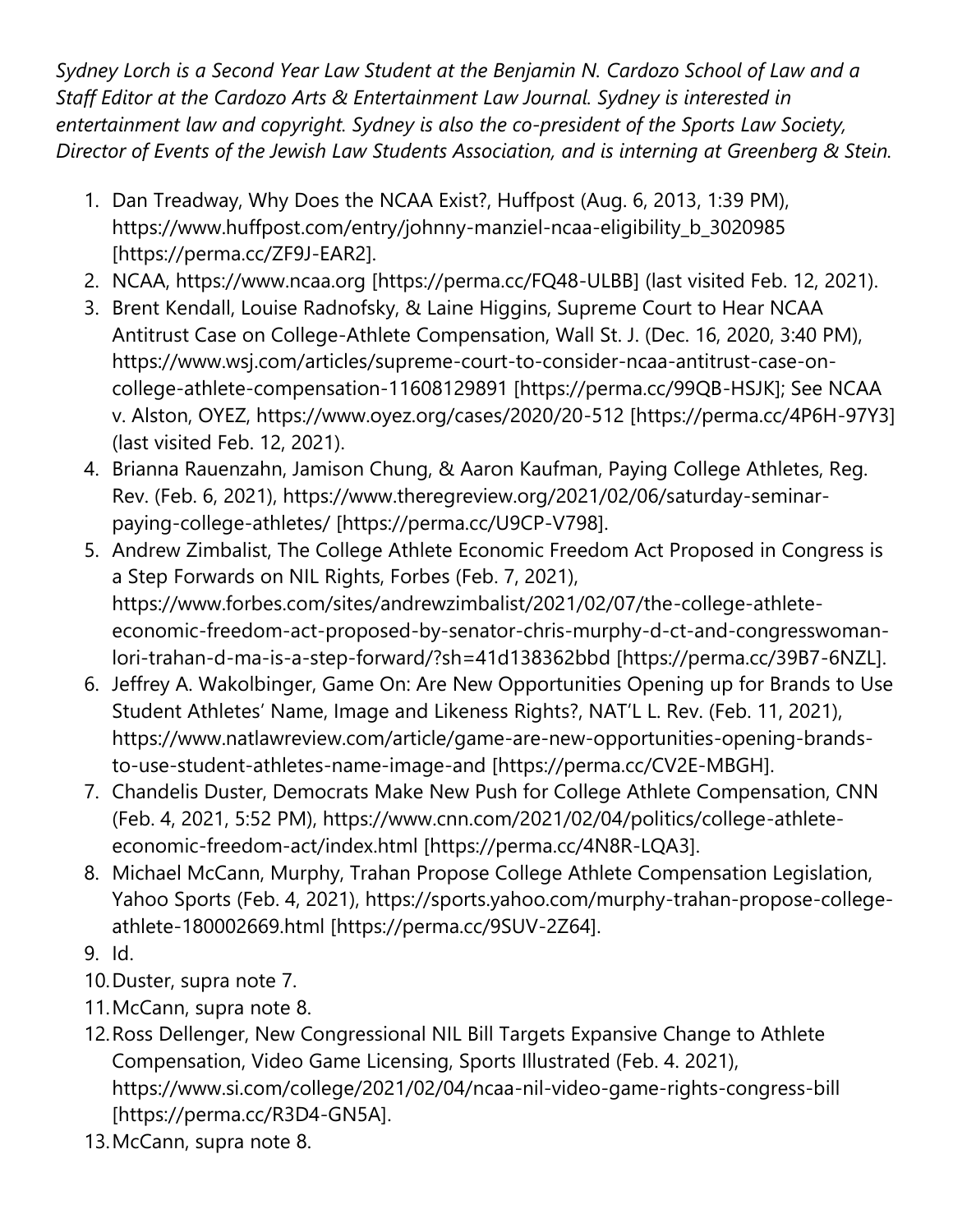*Sydney Lorch is a Second Year Law Student at the Benjamin N. Cardozo School of Law and a Staff Editor at the Cardozo Arts & Entertainment Law Journal. Sydney is interested in entertainment law and copyright. Sydney is also the co-president of the Sports Law Society, Director of Events of the Jewish Law Students Association, and is interning at Greenberg & Stein.*

1. Dan Treadway, Why Does the NCAA Exist?, Huffpost (Aug. 6, 2013, 1:39 PM), https://www.huffpost.com/entry/johnny-manziel-ncaa-eligibility_b_3020985 [https://perma.cc/ZF9J-EAR2].
2. NCAA, https://www.ncaa.org [https://perma.cc/FQ48-ULBB] (last visited Feb. 12, 2021).
3. Brent Kendall, Louise Radnofsky, & Laine Higgins, Supreme Court to Hear NCAA Antitrust Case on College-Athlete Compensation, Wall St. J. (Dec. 16, 2020, 3:40 PM), https://www.wsj.com/articles/supreme-court-to-consider-ncaa-antitrust-case-on-college-athlete-compensation-11608129891 [https://perma.cc/99QB-HSJK]; See NCAA v. Alston, OYEZ, https://www.oyez.org/cases/2020/20-512 [https://perma.cc/4P6H-97Y3] (last visited Feb. 12, 2021).
4. Brianna Rauenzahn, Jamison Chung, & Aaron Kaufman, Paying College Athletes, Reg. Rev. (Feb. 6, 2021), https://www.theregreview.org/2021/02/06/saturday-seminar-paying-college-athletes/ [https://perma.cc/U9CP-V798].
5. Andrew Zimbalist, The College Athlete Economic Freedom Act Proposed in Congress is a Step Forwards on NIL Rights, Forbes (Feb. 7, 2021), https://www.forbes.com/sites/andrewzimbalist/2021/02/07/the-college-athlete-economic-freedom-act-proposed-by-senator-chris-murphy-d-ct-and-congresswoman-lori-trahan-d-ma-is-a-step-forward/?sh=41d138362bbd [https://perma.cc/39B7-6NZL].
6. Jeffrey A. Wakolbinger, Game On: Are New Opportunities Opening up for Brands to Use Student Athletes' Name, Image and Likeness Rights?, NAT'L L. Rev. (Feb. 11, 2021), https://www.natlawreview.com/article/game-are-new-opportunities-opening-brands-to-use-student-athletes-name-image-and [https://perma.cc/CV2E-MBGH].
7. Chandelis Duster, Democrats Make New Push for College Athlete Compensation, CNN (Feb. 4, 2021, 5:52 PM), https://www.cnn.com/2021/02/04/politics/college-athlete-economic-freedom-act/index.html [https://perma.cc/4N8R-LQA3].
8. Michael McCann, Murphy, Trahan Propose College Athlete Compensation Legislation, Yahoo Sports (Feb. 4, 2021), https://sports.yahoo.com/murphy-trahan-propose-college-athlete-180002669.html [https://perma.cc/9SUV-2Z64].
9. Id.
10. Duster, supra note 7.
11. McCann, supra note 8.
12. Ross Dellenger, New Congressional NIL Bill Targets Expansive Change to Athlete Compensation, Video Game Licensing, Sports Illustrated (Feb. 4. 2021), https://www.si.com/college/2021/02/04/ncaa-nil-video-game-rights-congress-bill [https://perma.cc/R3D4-GN5A].
13. McCann, supra note 8.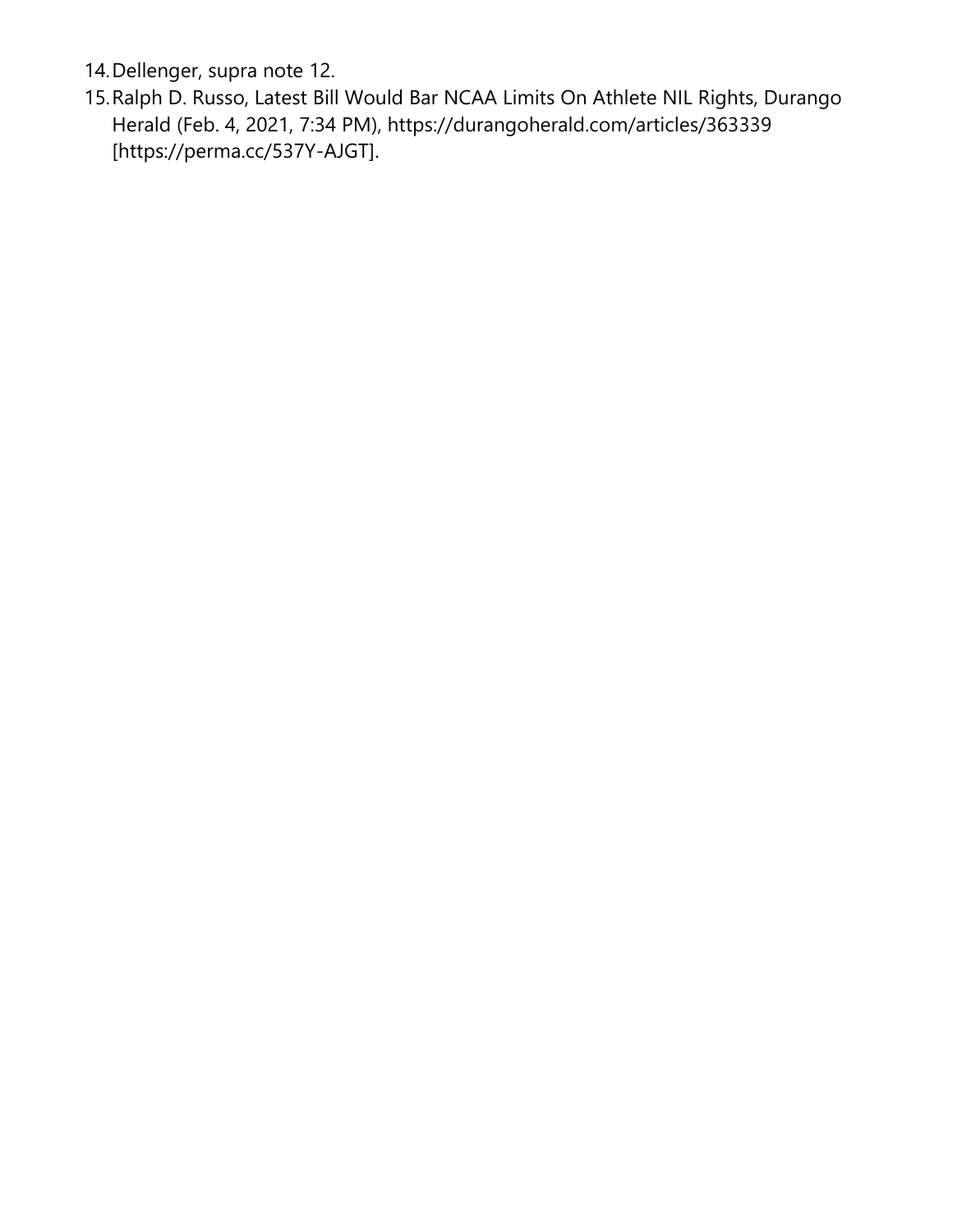14. Dellenger, supra note 12.
15. Ralph D. Russo, Latest Bill Would Bar NCAA Limits On Athlete NIL Rights, Durango Herald (Feb. 4, 2021, 7:34 PM), https://durangoherald.com/articles/363339 [https://perma.cc/537Y-AJGT].